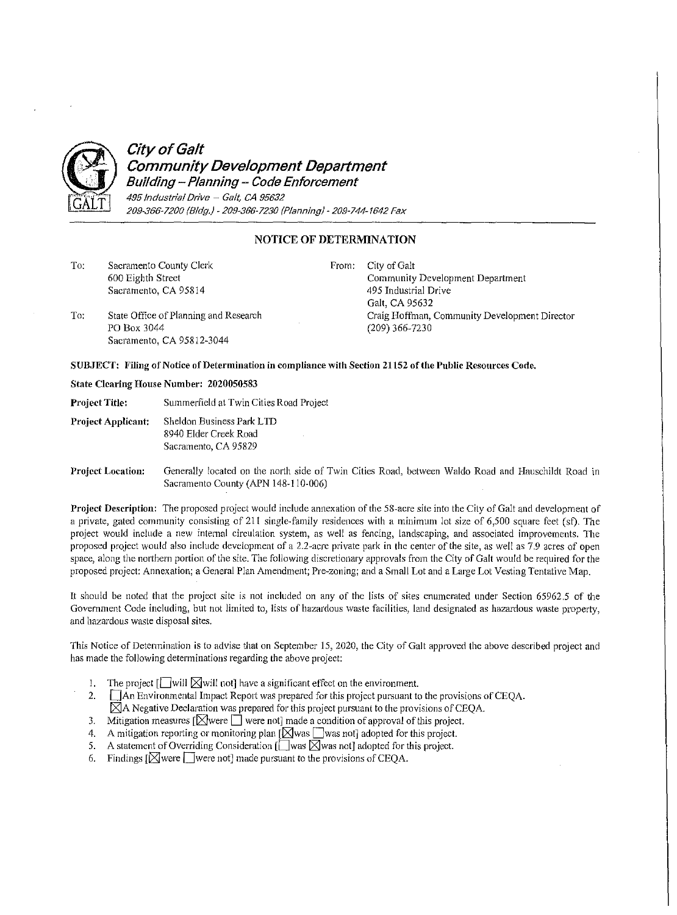# *City of Galt*
## *Community Development Department*
### *Building – Planning – Code Enforcement*

*495 Industrial Drive – Galt, CA 95632*
*209-366-7200 (Bldg.) - 209-366-7230 (Planning) - 209-744-1642 Fax*

---

## NOTICE OF DETERMINATION

To: Sacramento County Clerk
600 Eighth Street
Sacramento, CA 95814

To: State Office of Planning and Research
PO Box 3044
Sacramento, CA 95812-3044

From: City of Galt
Community Development Department
495 Industrial Drive
Galt, CA 95632
Craig Hoffman, Community Development Director
(209) 366-7230

**SUBJECT: Filing of Notice of Determination in compliance with Section 21152 of the Public Resources Code.**

**State Clearing House Number: 2020050583**

**Project Title:** Summerfield at Twin Cities Road Project

**Project Applicant:** Sheldon Business Park LTD
8940 Elder Creek Road
Sacramento, CA 95829

**Project Location:** Generally located on the north side of Twin Cities Road, between Waldo Road and Hauschildt Road in Sacramento County (APN 148-110-006)

**Project Description:** The proposed project would include annexation of the 58-acre site into the City of Galt and development of a private, gated community consisting of 211 single-family residences with a minimum lot size of 6,500 square feet (sf). The project would include a new internal circulation system, as well as fencing, landscaping, and associated improvements. The proposed project would also include development of a 2.2-acre private park in the center of the site, as well as 7.9 acres of open space, along the northern portion of the site. The following discretionary approvals from the City of Galt would be required for the proposed project: Annexation; a General Plan Amendment; Pre-zoning; and a Small Lot and a Large Lot Vesting Tentative Map.

It should be noted that the project site is not included on any of the lists of sites enumerated under Section 65962.5 of the Government Code including, but not limited to, lists of hazardous waste facilities, land designated as hazardous waste property, and hazardous waste disposal sites.

This Notice of Determination is to advise that on September 15, 2020, the City of Galt approved the above described project and has made the following determinations regarding the above project:

1. The project [☐ will ☒ will not] have a significant effect on the environment.
2. ☐ An Environmental Impact Report was prepared for this project pursuant to the provisions of CEQA.
   ☒ A Negative Declaration was prepared for this project pursuant to the provisions of CEQA.
3. Mitigation measures [☒ were ☐ were not] made a condition of approval of this project.
4. A mitigation reporting or monitoring plan [☒ was ☐ was not] adopted for this project.
5. A statement of Overriding Consideration [☐ was ☒ was not] adopted for this project.
6. Findings [☒ were ☐ were not] made pursuant to the provisions of CEQA.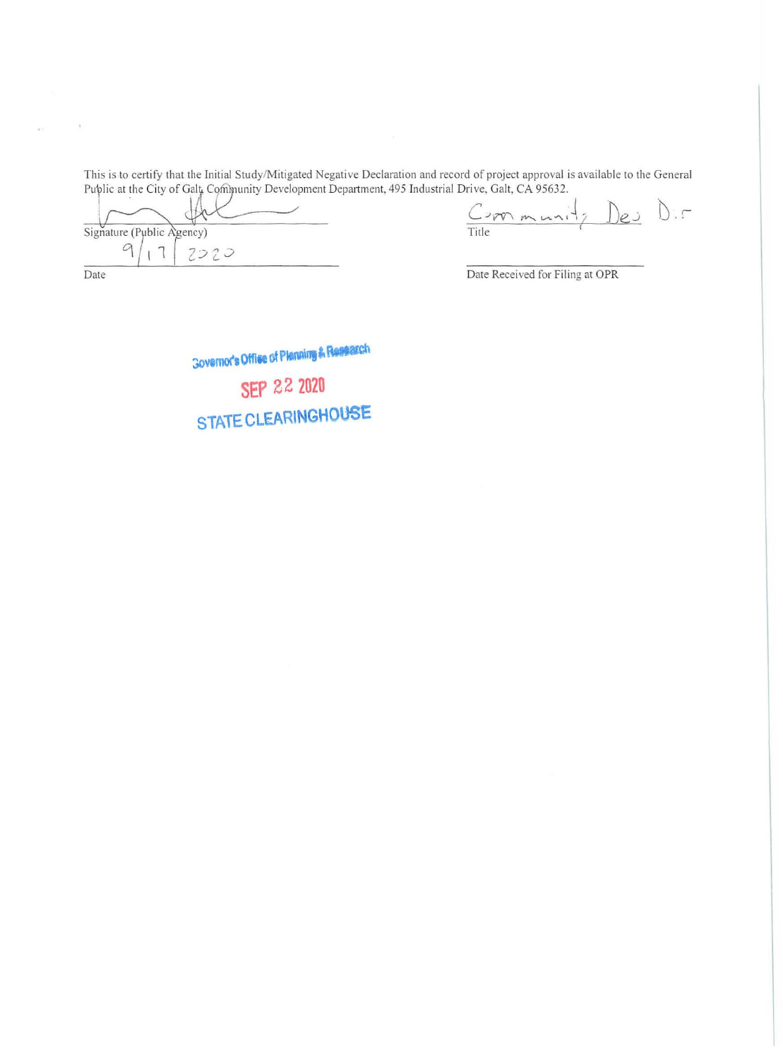This is to certify that the Initial Study/Mitigated Negative Declaration and record of project approval is available to the General Public at the City of Galt, Community Development Department, 495 Industrial Drive, Galt, CA 95632.

Signature (Public Agency)

9/17/2020

Date

Community Dev Dir

Title

Date Received for Filing at OPR

Governor's Office of Planning & Research

SEP 22 2020

STATE CLEARINGHOUSE